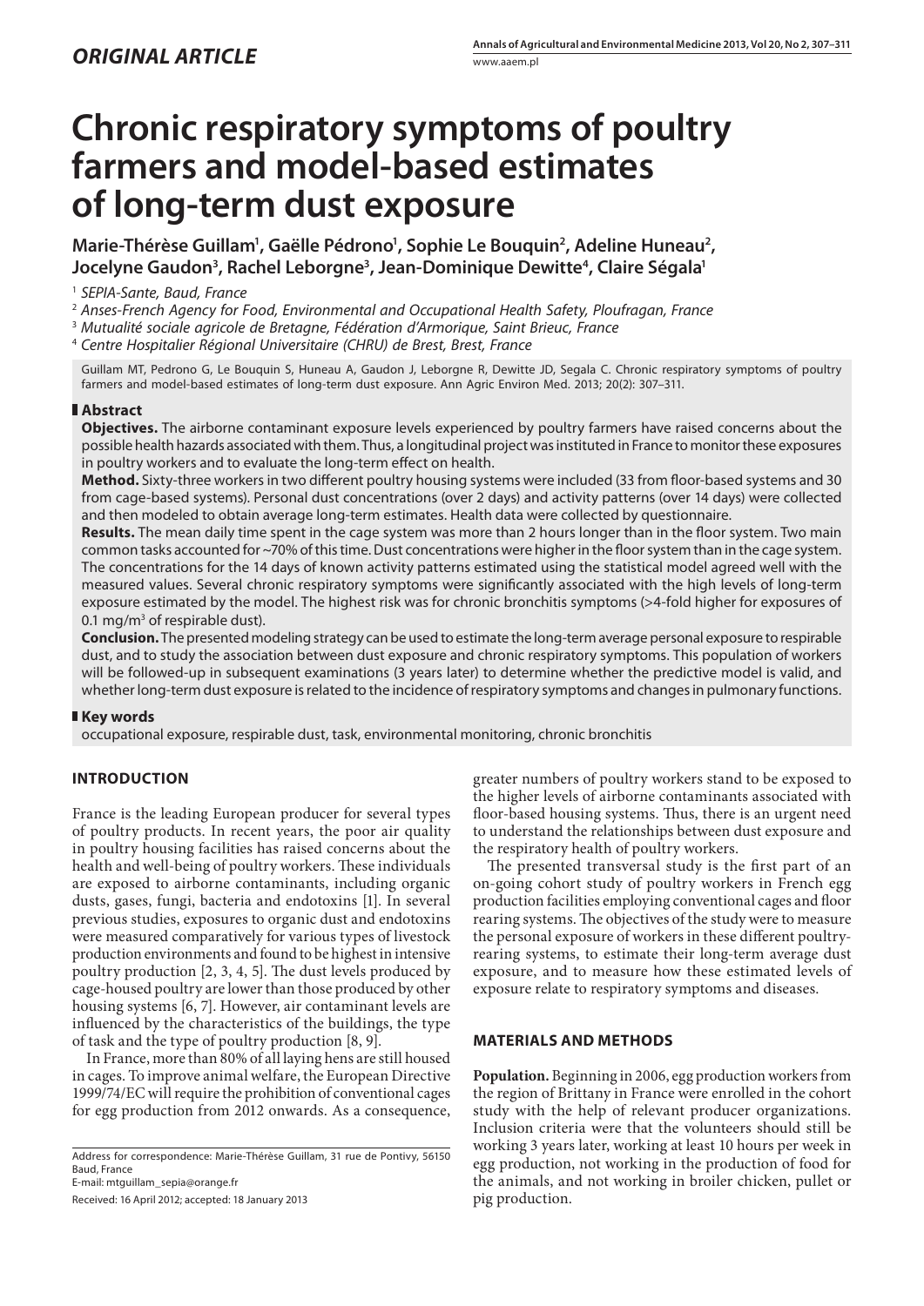*ORIGINAL ARTICLE*

# Chronic respiratory symptoms of poultry farmers and model-based estimates of long-term dust exposure

**Marie-Thérèse Guillam[1], Gaëlle Pédrono[1], Sophie Le Bouquin[2], Adeline Huneau[2], Jocelyne Gaudon[3], Rachel Leborgne[3], Jean-Dominique Dewitte[4], Claire Ségala[1]**

[1] *SEPIA-Sante, Baud, France*
[2] *Anses-French Agency for Food, Environmental and Occupational Health Safety, Ploufragan, France*
[3] *Mutualité sociale agricole de Bretagne, Fédération d'Armorique, Saint Brieuc, France*
[4] *Centre Hospitalier Régional Universitaire (CHRU) de Brest, Brest, France*

Guillam MT, Pedrono G, Le Bouquin S, Huneau A, Gaudon J, Leborgne R, Dewitte JD, Segala C. Chronic respiratory symptoms of poultry farmers and model-based estimates of long-term dust exposure. Ann Agric Environ Med. 2013; 20(2): 307–311.

## Abstract

**Objectives.** The airborne contaminant exposure levels experienced by poultry farmers have raised concerns about the possible health hazards associated with them. Thus, a longitudinal project was instituted in France to monitor these exposures in poultry workers and to evaluate the long-term effect on health.

**Method.** Sixty-three workers in two different poultry housing systems were included (33 from floor-based systems and 30 from cage-based systems). Personal dust concentrations (over 2 days) and activity patterns (over 14 days) were collected and then modeled to obtain average long-term estimates. Health data were collected by questionnaire.

**Results.** The mean daily time spent in the cage system was more than 2 hours longer than in the floor system. Two main common tasks accounted for ~70% of this time. Dust concentrations were higher in the floor system than in the cage system. The concentrations for the 14 days of known activity patterns estimated using the statistical model agreed well with the measured values. Several chronic respiratory symptoms were significantly associated with the high levels of long-term exposure estimated by the model. The highest risk was for chronic bronchitis symptoms (>4-fold higher for exposures of 0.1 mg/m$^3$ of respirable dust).

**Conclusion.** The presented modeling strategy can be used to estimate the long-term average personal exposure to respirable dust, and to study the association between dust exposure and chronic respiratory symptoms. This population of workers will be followed-up in subsequent examinations (3 years later) to determine whether the predictive model is valid, and whether long-term dust exposure is related to the incidence of respiratory symptoms and changes in pulmonary functions.

## Key words

occupational exposure, respirable dust, task, environmental monitoring, chronic bronchitis

## INTRODUCTION

France is the leading European producer for several types of poultry products. In recent years, the poor air quality in poultry housing facilities has raised concerns about the health and well-being of poultry workers. These individuals are exposed to airborne contaminants, including organic dusts, gases, fungi, bacteria and endotoxins [1]. In several previous studies, exposures to organic dust and endotoxins were measured comparatively for various types of livestock production environments and found to be highest in intensive poultry production [2, 3, 4, 5]. The dust levels produced by cage-housed poultry are lower than those produced by other housing systems [6, 7]. However, air contaminant levels are influenced by the characteristics of the buildings, the type of task and the type of poultry production [8, 9].

In France, more than 80% of all laying hens are still housed in cages. To improve animal welfare, the European Directive 1999/74/EC will require the prohibition of conventional cages for egg production from 2012 onwards. As a consequence, greater numbers of poultry workers stand to be exposed to the higher levels of airborne contaminants associated with floor-based housing systems. Thus, there is an urgent need to understand the relationships between dust exposure and the respiratory health of poultry workers.

The presented transversal study is the first part of an on-going cohort study of poultry workers in French egg production facilities employing conventional cages and floor rearing systems. The objectives of the study were to measure the personal exposure of workers in these different poultry-rearing systems, to estimate their long-term average dust exposure, and to measure how these estimated levels of exposure relate to respiratory symptoms and diseases.

## MATERIALS AND METHODS

**Population.** Beginning in 2006, egg production workers from the region of Brittany in France were enrolled in the cohort study with the help of relevant producer organizations. Inclusion criteria were that the volunteers should still be working 3 years later, working at least 10 hours per week in egg production, not working in the production of food for the animals, and not working in broiler chicken, pullet or pig production.

Address for correspondence: Marie-Thérèse Guillam, 31 rue de Pontivy, 56150 Baud, France
E-mail: mtguillam_sepia@orange.fr

Received: 16 April 2012; accepted: 18 January 2013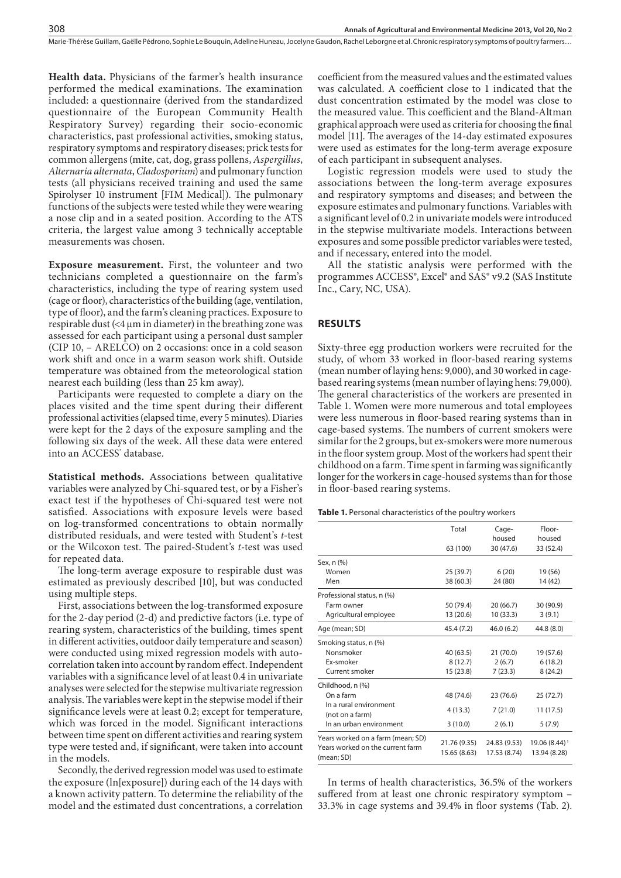**Health data.** Physicians of the farmer's health insurance performed the medical examinations. The examination included: a questionnaire (derived from the standardized questionnaire of the European Community Health Respiratory Survey) regarding their socio-economic characteristics, past professional activities, smoking status, respiratory symptoms and respiratory diseases; prick tests for common allergens (mite, cat, dog, grass pollens, *Aspergillus*, *Alternaria alternata*, *Cladosporium*) and pulmonary function tests (all physicians received training and used the same Spirolyser 10 instrument [FIM Medical]). The pulmonary functions of the subjects were tested while they were wearing a nose clip and in a seated position. According to the ATS criteria, the largest value among 3 technically acceptable measurements was chosen.

**Exposure measurement.** First, the volunteer and two technicians completed a questionnaire on the farm's characteristics, including the type of rearing system used (cage or floor), characteristics of the building (age, ventilation, type of floor), and the farm's cleaning practices. Exposure to respirable dust (<4 µm in diameter) in the breathing zone was assessed for each participant using a personal dust sampler (CIP 10, – ARELCO) on 2 occasions: once in a cold season work shift and once in a warm season work shift. Outside temperature was obtained from the meteorological station nearest each building (less than 25 km away).

Participants were requested to complete a diary on the places visited and the time spent during their different professional activities (elapsed time, every 5 minutes). Diaries were kept for the 2 days of the exposure sampling and the following six days of the week. All these data were entered into an ACCESS® database.

**Statistical methods.** Associations between qualitative variables were analyzed by Chi-squared test, or by a Fisher's exact test if the hypotheses of Chi-squared test were not satisfied. Associations with exposure levels were based on log-transformed concentrations to obtain normally distributed residuals, and were tested with Student's *t*-test or the Wilcoxon test. The paired-Student's *t*-test was used for repeated data.

The long-term average exposure to respirable dust was estimated as previously described [10], but was conducted using multiple steps.

First, associations between the log-transformed exposure for the 2-day period (2-d) and predictive factors (i.e. type of rearing system, characteristics of the building, times spent in different activities, outdoor daily temperature and season) were conducted using mixed regression models with auto-correlation taken into account by random effect. Independent variables with a significance level of at least 0.4 in univariate analyses were selected for the stepwise multivariate regression analysis. The variables were kept in the stepwise model if their significance levels were at least 0.2; except for temperature, which was forced in the model. Significant interactions between time spent on different activities and rearing system type were tested and, if significant, were taken into account in the models.

Secondly, the derived regression model was used to estimate the exposure (ln[exposure]) during each of the 14 days with a known activity pattern. To determine the reliability of the model and the estimated dust concentrations, a correlation coefficient from the measured values and the estimated values was calculated. A coefficient close to 1 indicated that the dust concentration estimated by the model was close to the measured value. This coefficient and the Bland-Altman graphical approach were used as criteria for choosing the final model [11]. The averages of the 14-day estimated exposures were used as estimates for the long-term average exposure of each participant in subsequent analyses.

Logistic regression models were used to study the associations between the long-term average exposures and respiratory symptoms and diseases; and between the exposure estimates and pulmonary functions. Variables with a significant level of 0.2 in univariate models were introduced in the stepwise multivariate models. Interactions between exposures and some possible predictor variables were tested, and if necessary, entered into the model.

All the statistic analysis were performed with the programmes ACCESS®, Excel® and SAS® v9.2 (SAS Institute Inc., Cary, NC, USA).

## RESULTS

Sixty-three egg production workers were recruited for the study, of whom 33 worked in floor-based rearing systems (mean number of laying hens: 9,000), and 30 worked in cage-based rearing systems (mean number of laying hens: 79,000). The general characteristics of the workers are presented in Table 1. Women were more numerous and total employees were less numerous in floor-based rearing systems than in cage-based systems. The numbers of current smokers were similar for the 2 groups, but ex-smokers were more numerous in the floor system group. Most of the workers had spent their childhood on a farm. Time spent in farming was significantly longer for the workers in cage-housed systems than for those in floor-based rearing systems.

**Table 1.** Personal characteristics of the poultry workers

| | Total | Cage-housed | Floor-housed |
|---|---|---|---|
| | 63 (100) | 30 (47.6) | 33 (52.4) |
| Sex, n (%) | | | |
| Women | 25 (39.7) | 6 (20) | 19 (56) |
| Men | 38 (60.3) | 24 (80) | 14 (42) |
| Professional status, n (%) | | | |
| Farm owner | 50 (79.4) | 20 (66.7) | 30 (90.9) |
| Agricultural employee | 13 (20.6) | 10 (33.3) | 3 (9.1) |
| Age (mean; SD) | 45.4 (7.2) | 46.0 (6.2) | 44.8 (8.0) |
| Smoking status, n (%) | | | |
| Nonsmoker | 40 (63.5) | 21 (70.0) | 19 (57.6) |
| Ex-smoker | 8 (12.7) | 2 (6.7) | 6 (18.2) |
| Current smoker | 15 (23.8) | 7 (23.3) | 8 (24.2) |
| Childhood, n (%) | | | |
| On a farm | 48 (74.6) | 23 (76.6) | 25 (72.7) |
| In a rural environment (not on a farm) | 4 (13.3) | 7 (21.0) | 11 (17.5) |
| In an urban environment | 3 (10.0) | 2 (6.1) | 5 (7.9) |
| Years worked on a farm (mean; SD) | 21.76 (9.35) | 24.83 (9.53) | 19.06 (8.44) [1] |
| Years worked on the current farm (mean; SD) | 15.65 (8.63) | 17.53 (8.74) | 13.94 (8.28) |

In terms of health characteristics, 36.5% of the workers suffered from at least one chronic respiratory symptom – 33.3% in cage systems and 39.4% in floor systems (Tab. 2).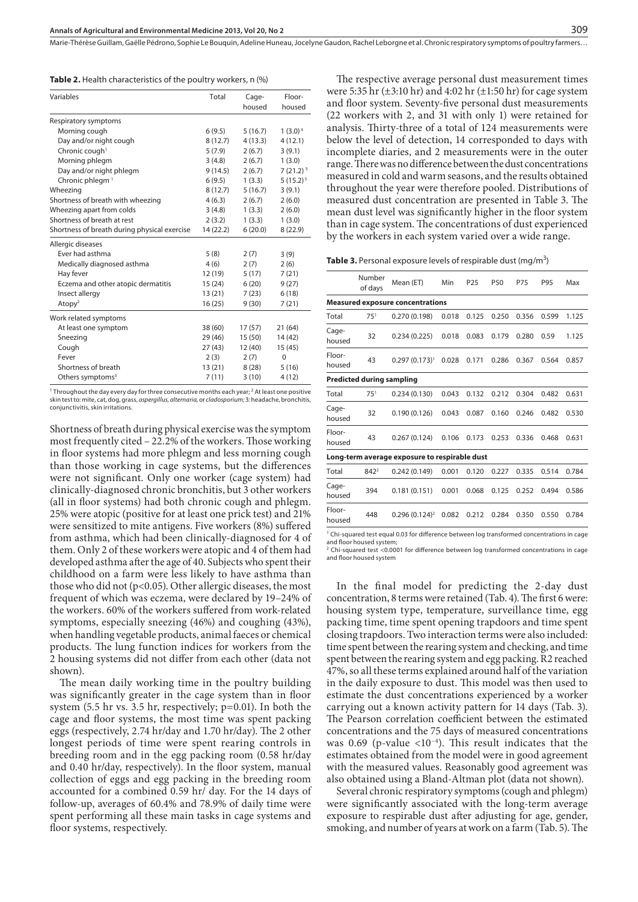**Table 2.** Health characteristics of the poultry workers, n (%)

| Variables | Total | Cage-housed | Floor-housed |
|---|---|---|---|
| **Respiratory symptoms** | | | |
| Morning cough | 6 (9.5) | 5 (16.7) | 1 (3.0)[4] |
| Day and/or night cough | 8 (12.7) | 4 (13.3) | 4 (12.1) |
| Chronic cough[1] | 5 (7.9) | 2 (6.7) | 3 (9.1) |
| Morning phlegm | 3 (4.8) | 2 (6.7) | 1 (3.0) |
| Day and/or night phlegm | 9 (14.5) | 2 (6.7) | 7 (21.2)[5] |
| Chronic phlegm[1] | 6 (9.5) | 1 (3.3) | 5 (15.2)[5] |
| Wheezing | 8 (12.7) | 5 (16.7) | 3 (9.1) |
| Shortness of breath with wheezing | 4 (6.3) | 2 (6.7) | 2 (6.0) |
| Wheezing apart from colds | 3 (4.8) | 1 (3.3) | 2 (6.0) |
| Shortness of breath at rest | 2 (3.2) | 1 (3.3) | 1 (3.0) |
| Shortness of breath during physical exercise | 14 (22.2) | 6 (20.0) | 8 (22.9) |
| **Allergic diseases** | | | |
| Ever had asthma | 5 (8) | 2 (7) | 3 (9) |
| Medically diagnosed asthma | 4 (6) | 2 (7) | 2 (6) |
| Hay fever | 12 (19) | 5 (17) | 7 (21) |
| Eczema and other atopic dermatitis | 15 (24) | 6 (20) | 9 (27) |
| Insect allergy | 13 (21) | 7 (23) | 6 (18) |
| Atopy[2] | 16 (25) | 9 (30) | 7 (21) |
| **Work related symptoms** | | | |
| At least one symptom | 38 (60) | 17 (57) | 21 (64) |
| Sneezing | 29 (46) | 15 (50) | 14 (42) |
| Cough | 27 (43) | 12 (40) | 15 (45) |
| Fever | 2 (3) | 2 (7) | 0 |
| Shortness of breath | 13 (21) | 8 (28) | 5 (16) |
| Others symptoms[3] | 7 (11) | 3 (10) | 4 (12) |

[1] Throughout the day every day for three consecutive months each year; [2] At least one positive skin test to: mite, cat, dog, grass, *aspergillus, alternaria,* or *cladosporium;* 3: headache, bronchitis, conjunctivitis, skin irritations.

Shortness of breath during physical exercise was the symptom most frequently cited – 22.2% of the workers. Those working in floor systems had more phlegm and less morning cough than those working in cage systems, but the differences were not significant. Only one worker (cage system) had clinically-diagnosed chronic bronchitis, but 3 other workers (all in floor systems) had both chronic cough and phlegm. 25% were atopic (positive for at least one prick test) and 21% were sensitized to mite antigens. Five workers (8%) suffered from asthma, which had been clinically-diagnosed for 4 of them. Only 2 of these workers were atopic and 4 of them had developed asthma after the age of 40. Subjects who spent their childhood on a farm were less likely to have asthma than those who did not ($p<0.05$). Other allergic diseases, the most frequent of which was eczema, were declared by 19–24% of the workers. 60% of the workers suffered from work-related symptoms, especially sneezing (46%) and coughing (43%), when handling vegetable products, animal faeces or chemical products. The lung function indices for workers from the 2 housing systems did not differ from each other (data not shown).

The mean daily working time in the poultry building was significantly greater in the cage system than in floor system (5.5 hr vs. 3.5 hr, respectively; $p=0.01$). In both the cage and floor systems, the most time was spent packing eggs (respectively, 2.74 hr/day and 1.70 hr/day). The 2 other longest periods of time were spent rearing controls in breeding room and in the egg packing room (0.58 hr/day and 0.40 hr/day, respectively). In the floor system, manual collection of eggs and egg packing in the breeding room accounted for a combined 0.59 hr/ day. For the 14 days of follow-up, averages of 60.4% and 78.9% of daily time were spent performing all these main tasks in cage systems and floor systems, respectively.

The respective average personal dust measurement times were 5:35 hr (±3:10 hr) and 4:02 hr (±1:50 hr) for cage system and floor system. Seventy-five personal dust measurements (22 workers with 2, and 31 with only 1) were retained for analysis. Thirty-three of a total of 124 measurements were below the level of detection, 14 corresponded to days with incomplete diaries, and 2 measurements were in the outer range. There was no difference between the dust concentrations measured in cold and warm seasons, and the results obtained throughout the year were therefore pooled. Distributions of measured dust concentration are presented in Table 3. The mean dust level was significantly higher in the floor system than in cage system. The concentrations of dust experienced by the workers in each system varied over a wide range.

**Table 3.** Personal exposure levels of respirable dust (mg/m$^3$)

| | Number of days | Mean (ET) | Min | P25 | P50 | P75 | P95 | Max |
|---|---|---|---|---|---|---|---|---|
| **Measured exposure concentrations** | | | | | | | | |
| Total | 75[1] | 0.270 (0.198) | 0.018 | 0.125 | 0.250 | 0.356 | 0.599 | 1.125 |
| Cage-housed | 32 | 0.234 (0.225) | 0.018 | 0.083 | 0.179 | 0.280 | 0.59 | 1.125 |
| Floor-housed | 43 | 0.297 (0.173)[1] | 0.028 | 0.171 | 0.286 | 0.367 | 0.564 | 0.857 |
| **Predicted during sampling** | | | | | | | | |
| Total | 75[1] | 0.234 (0.130) | 0.043 | 0.132 | 0.212 | 0.304 | 0.482 | 0.631 |
| Cage-housed | 32 | 0.190 (0.126) | 0.043 | 0.087 | 0.160 | 0.246 | 0.482 | 0.530 |
| Floor-housed | 43 | 0.267 (0.124) | 0.106 | 0.173 | 0.253 | 0.336 | 0.468 | 0.631 |
| **Long-term average exposure to respirable dust** | | | | | | | | |
| Total | 842[2] | 0.242 (0.149) | 0.001 | 0.120 | 0.227 | 0.335 | 0.514 | 0.784 |
| Cage-housed | 394 | 0.181 (0.151) | 0.001 | 0.068 | 0.125 | 0.252 | 0.494 | 0.586 |
| Floor-housed | 448 | 0.296 (0.124)[2] | 0.082 | 0.212 | 0.284 | 0.350 | 0.550 | 0.784 |

[1] Chi-squared test equal 0.03 for difference between log transformed concentrations in cage and floor housed system;
[2] Chi-squared test <0.0001 for difference between log transformed concentrations in cage and floor housed system

In the final model for predicting the 2-day dust concentration, 8 terms were retained (Tab. 4). The first 6 were: housing system type, temperature, surveillance time, egg packing time, time spent opening trapdoors and time spent closing trapdoors. Two interaction terms were also included: time spent between the rearing system and checking, and time spent between the rearing system and egg packing. R2 reached 47%, so all these terms explained around half of the variation in the daily exposure to dust. This model was then used to estimate the dust concentrations experienced by a worker carrying out a known activity pattern for 14 days (Tab. 3). The Pearson correlation coefficient between the estimated concentrations and the 75 days of measured concentrations was 0.69 (p-value $<10^{-4}$). This result indicates that the estimates obtained from the model were in good agreement with the measured values. Reasonably good agreement was also obtained using a Bland-Altman plot (data not shown).

Several chronic respiratory symptoms (cough and phlegm) were significantly associated with the long-term average exposure to respirable dust after adjusting for age, gender, smoking, and number of years at work on a farm (Tab. 5). The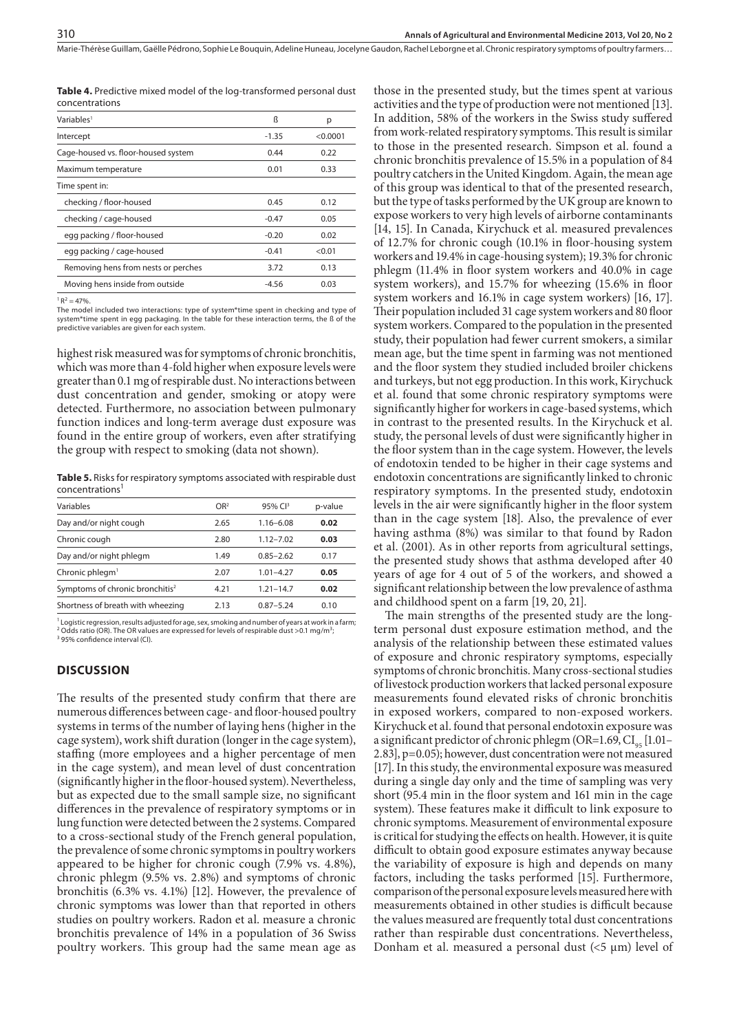**Table 4.** Predictive mixed model of the log-transformed personal dust concentrations

| Variables[1] | ß | p |
|---|---|---|
| Intercept | -1.35 | <0.0001 |
| Cage-housed vs. floor-housed system | 0.44 | 0.22 |
| Maximum temperature | 0.01 | 0.33 |
| Time spent in: | | |
| checking / floor-housed | 0.45 | 0.12 |
| checking / cage-housed | -0.47 | 0.05 |
| egg packing / floor-housed | -0.20 | 0.02 |
| egg packing / cage-housed | -0.41 | <0.01 |
| Removing hens from nests or perches | 3.72 | 0.13 |
| Moving hens inside from outside | -4.56 | 0.03 |

[1] $R^2 = 47\%$.

The model included two interactions: type of system*time spent in checking and type of system*time spent in egg packaging. In the table for these interaction terms, the ß of the predictive variables are given for each system.

highest risk measured was for symptoms of chronic bronchitis, which was more than 4-fold higher when exposure levels were greater than 0.1 mg of respirable dust. No interactions between dust concentration and gender, smoking or atopy were detected. Furthermore, no association between pulmonary function indices and long-term average dust exposure was found in the entire group of workers, even after stratifying the group with respect to smoking (data not shown).

**Table 5.** Risks for respiratory symptoms associated with respirable dust concentrations[1]

| Variables | OR[2] | 95% CI[3] | p-value |
|---|---|---|---|
| Day and/or night cough | 2.65 | 1.16–6.08 | **0.02** |
| Chronic cough | 2.80 | 1.12–7.02 | **0.03** |
| Day and/or night phlegm | 1.49 | 0.85–2.62 | 0.17 |
| Chronic phlegm[1] | 2.07 | 1.01–4.27 | **0.05** |
| Symptoms of chronic bronchitis[2] | 4.21 | 1.21–14.7 | **0.02** |
| Shortness of breath with wheezing | 2.13 | 0.87–5.24 | 0.10 |

[1] Logistic regression, results adjusted for age, sex, smoking and number of years at work in a farm;
[2] Odds ratio (OR). The OR values are expressed for levels of respirable dust >0.1 mg/m$^3$;
[3] 95% confidence interval (CI).

## DISCUSSION

The results of the presented study confirm that there are numerous differences between cage- and floor-housed poultry systems in terms of the number of laying hens (higher in the cage system), work shift duration (longer in the cage system), staffing (more employees and a higher percentage of men in the cage system), and mean level of dust concentration (significantly higher in the floor-housed system). Nevertheless, but as expected due to the small sample size, no significant differences in the prevalence of respiratory symptoms or in lung function were detected between the 2 systems. Compared to a cross-sectional study of the French general population, the prevalence of some chronic symptoms in poultry workers appeared to be higher for chronic cough (7.9% vs. 4.8%), chronic phlegm (9.5% vs. 2.8%) and symptoms of chronic bronchitis (6.3% vs. 4.1%) [12]. However, the prevalence of chronic symptoms was lower than that reported in others studies on poultry workers. Radon et al. measure a chronic bronchitis prevalence of 14% in a population of 36 Swiss poultry workers. This group had the same mean age as those in the presented study, but the times spent at various activities and the type of production were not mentioned [13]. In addition, 58% of the workers in the Swiss study suffered from work-related respiratory symptoms. This result is similar to those in the presented research. Simpson et al. found a chronic bronchitis prevalence of 15.5% in a population of 84 poultry catchers in the United Kingdom. Again, the mean age of this group was identical to that of the presented research, but the type of tasks performed by the UK group are known to expose workers to very high levels of airborne contaminants [14, 15]. In Canada, Kirychuck et al. measured prevalences of 12.7% for chronic cough (10.1% in floor-housing system workers and 19.4% in cage-housing system); 19.3% for chronic phlegm (11.4% in floor system workers and 40.0% in cage system workers), and 15.7% for wheezing (15.6% in floor system workers and 16.1% in cage system workers) [16, 17]. Their population included 31 cage system workers and 80 floor system workers. Compared to the population in the presented study, their population had fewer current smokers, a similar mean age, but the time spent in farming was not mentioned and the floor system they studied included broiler chickens and turkeys, but not egg production. In this work, Kirychuck et al. found that some chronic respiratory symptoms were significantly higher for workers in cage-based systems, which in contrast to the presented results. In the Kirychuck et al. study, the personal levels of dust were significantly higher in the floor system than in the cage system. However, the levels of endotoxin tended to be higher in their cage systems and endotoxin concentrations are significantly linked to chronic respiratory symptoms. In the presented study, endotoxin levels in the air were significantly higher in the floor system than in the cage system [18]. Also, the prevalence of ever having asthma (8%) was similar to that found by Radon et al. (2001). As in other reports from agricultural settings, the presented study shows that asthma developed after 40 years of age for 4 out of 5 of the workers, and showed a significant relationship between the low prevalence of asthma and childhood spent on a farm [19, 20, 21].

The main strengths of the presented study are the long-term personal dust exposure estimation method, and the analysis of the relationship between these estimated values of exposure and chronic respiratory symptoms, especially symptoms of chronic bronchitis. Many cross-sectional studies of livestock production workers that lacked personal exposure measurements found elevated risks of chronic bronchitis in exposed workers, compared to non-exposed workers. Kirychuck et al. found that personal endotoxin exposure was a significant predictor of chronic phlegm (OR=1.69, $CI_{95}$ [1.01–2.83], p=0.05); however, dust concentration were not measured [17]. In this study, the environmental exposure was measured during a single day only and the time of sampling was very short (95.4 min in the floor system and 161 min in the cage system). These features make it difficult to link exposure to chronic symptoms. Measurement of environmental exposure is critical for studying the effects on health. However, it is quite difficult to obtain good exposure estimates anyway because the variability of exposure is high and depends on many factors, including the tasks performed [15]. Furthermore, comparison of the personal exposure levels measured here with measurements obtained in other studies is difficult because the values measured are frequently total dust concentrations rather than respirable dust concentrations. Nevertheless, Donham et al. measured a personal dust (<5 µm) level of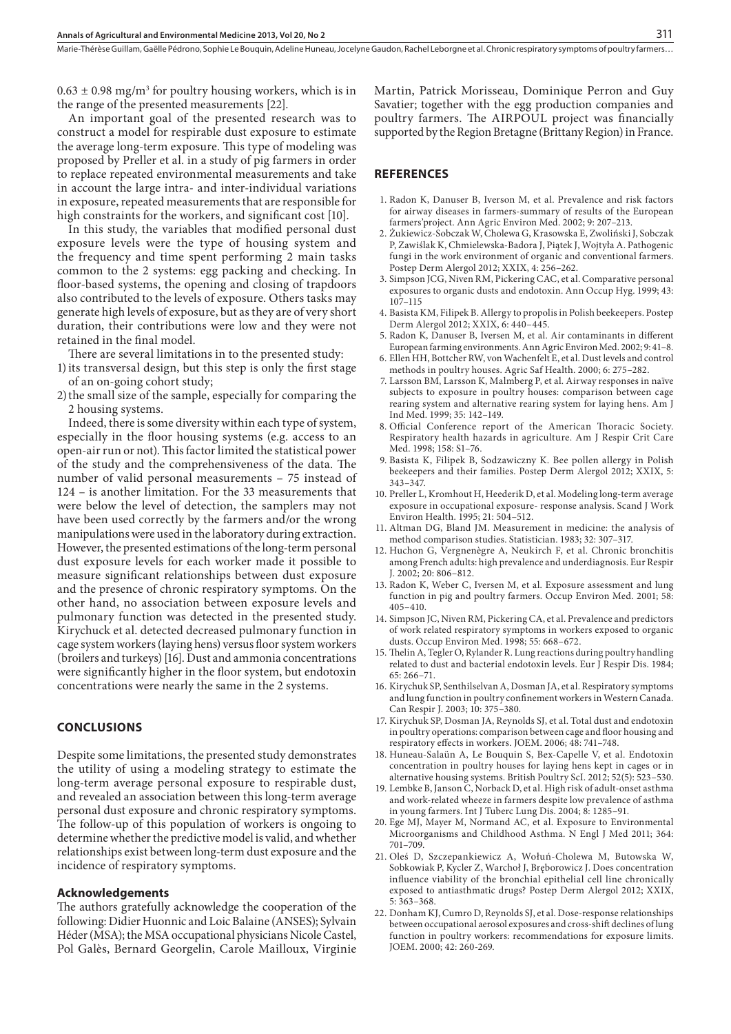$0.63 \pm 0.98$ mg/m$^3$ for poultry housing workers, which is in the range of the presented measurements [22].

An important goal of the presented research was to construct a model for respirable dust exposure to estimate the average long-term exposure. This type of modeling was proposed by Preller et al. in a study of pig farmers in order to replace repeated environmental measurements and take in account the large intra- and inter-individual variations in exposure, repeated measurements that are responsible for high constraints for the workers, and significant cost [10].

In this study, the variables that modified personal dust exposure levels were the type of housing system and the frequency and time spent performing 2 main tasks common to the 2 systems: egg packing and checking. In floor-based systems, the opening and closing of trapdoors also contributed to the levels of exposure. Others tasks may generate high levels of exposure, but as they are of very short duration, their contributions were low and they were not retained in the final model.

There are several limitations in to the presented study:

1) its transversal design, but this step is only the first stage of an on-going cohort study;
2) the small size of the sample, especially for comparing the 2 housing systems.

Indeed, there is some diversity within each type of system, especially in the floor housing systems (e.g. access to an open-air run or not). This factor limited the statistical power of the study and the comprehensiveness of the data. The number of valid personal measurements – 75 instead of 124 – is another limitation. For the 33 measurements that were below the level of detection, the samplers may not have been used correctly by the farmers and/or the wrong manipulations were used in the laboratory during extraction. However, the presented estimations of the long-term personal dust exposure levels for each worker made it possible to measure significant relationships between dust exposure and the presence of chronic respiratory symptoms. On the other hand, no association between exposure levels and pulmonary function was detected in the presented study. Kirychuck et al. detected decreased pulmonary function in cage system workers (laying hens) versus floor system workers (broilers and turkeys) [16]. Dust and ammonia concentrations were significantly higher in the floor system, but endotoxin concentrations were nearly the same in the 2 systems.

## CONCLUSIONS

Despite some limitations, the presented study demonstrates the utility of using a modeling strategy to estimate the long-term average personal exposure to respirable dust, and revealed an association between this long-term average personal dust exposure and chronic respiratory symptoms. The follow-up of this population of workers is ongoing to determine whether the predictive model is valid, and whether relationships exist between long-term dust exposure and the incidence of respiratory symptoms.

### Acknowledgements

The authors gratefully acknowledge the cooperation of the following: Didier Huonnic and Loic Balaine (ANSES); Sylvain Héder (MSA); the MSA occupational physicians Nicole Castel, Pol Galès, Bernard Georgelin, Carole Mailloux, Virginie Martin, Patrick Morisseau, Dominique Perron and Guy Savatier; together with the egg production companies and poultry farmers. The AIRPOUL project was financially supported by the Region Bretagne (Brittany Region) in France.

## REFERENCES

1. Radon K, Danuser B, Iverson M, et al. Prevalence and risk factors for airway diseases in farmers-summary of results of the European farmers'project. Ann Agric Environ Med. 2002; 9: 207–213.
2. Żukiewicz-Sobczak W, Cholewa G, Krasowska E, Zwoliński J, Sobczak P, Zawiślak K, Chmielewska-Badora J, Piątek J, Wojtyła A. Pathogenic fungi in the work environment of organic and conventional farmers. Postep Derm Alergol 2012; XXIX, 4: 256–262.
3. Simpson JCG, Niven RM, Pickering CAC, et al. Comparative personal exposures to organic dusts and endotoxin. Ann Occup Hyg. 1999; 43: 107–115
4. Basista KM, Filipek B. Allergy to propolis in Polish beekeepers. Postep Derm Alergol 2012; XXIX, 6: 440–445.
5. Radon K, Danuser B, Iversen M, et al. Air contaminants in different European farming environments. Ann Agric Environ Med. 2002; 9: 41–8.
6. Ellen HH, Bottcher RW, von Wachenfelt E, et al. Dust levels and control methods in poultry houses. Agric Saf Health. 2000; 6: 275–282.
7. Larsson BM, Larsson K, Malmberg P, et al. Airway responses in naïve subjects to exposure in poultry houses: comparison between cage rearing system and alternative rearing system for laying hens. Am J Ind Med. 1999; 35: 142–149.
8. Official Conference report of the American Thoracic Society. Respiratory health hazards in agriculture. Am J Respir Crit Care Med. 1998; 158: S1–76.
9. Basista K, Filipek B, Sodzawiczny K. Bee pollen allergy in Polish beekeepers and their families. Postep Derm Alergol 2012; XXIX, 5: 343–347.
10. Preller L, Kromhout H, Heederik D, et al. Modeling long-term average exposure in occupational exposure- response analysis. Scand J Work Environ Health. 1995; 21: 504–512.
11. Altman DG, Bland JM. Measurement in medicine: the analysis of method comparison studies. Statistician. 1983; 32: 307–317.
12. Huchon G, Vergnenègre A, Neukirch F, et al. Chronic bronchitis among French adults: high prevalence and underdiagnosis. Eur Respir J. 2002; 20: 806–812.
13. Radon K, Weber C, Iversen M, et al. Exposure assessment and lung function in pig and poultry farmers. Occup Environ Med. 2001; 58: 405–410.
14. Simpson JC, Niven RM, Pickering CA, et al. Prevalence and predictors of work related respiratory symptoms in workers exposed to organic dusts. Occup Environ Med. 1998; 55: 668–672.
15. Thelin A, Tegler O, Rylander R. Lung reactions during poultry handling related to dust and bacterial endotoxin levels. Eur J Respir Dis. 1984; 65: 266–71.
16. Kirychuk SP, Senthilselvan A, Dosman JA, et al. Respiratory symptoms and lung function in poultry confinement workers in Western Canada. Can Respir J. 2003; 10: 375–380.
17. Kirychuk SP, Dosman JA, Reynolds SJ, et al. Total dust and endotoxin in poultry operations: comparison between cage and floor housing and respiratory effects in workers. JOEM. 2006; 48: 741–748.
18. Huneau-Salaün A, Le Bouquin S, Bex-Capelle V, et al. Endotoxin concentration in poultry houses for laying hens kept in cages or in alternative housing systems. British Poultry ScI. 2012; 52(5): 523–530.
19. Lembke B, Janson C, Norback D, et al. High risk of adult-onset asthma and work-related wheeze in farmers despite low prevalence of asthma in young farmers. Int J Tuberc Lung Dis. 2004; 8: 1285–91.
20. Ege MJ, Mayer M, Normand AC, et al. Exposure to Environmental Microorganisms and Childhood Asthma. N Engl J Med 2011; 364: 701–709.
21. Oleś D, Szczepankiewicz A, Wołuń-Cholewa M, Butowska W, Sobkowiak P, Kycler Z, Warchoł J, Bręborowicz J. Does concentration influence viability of the bronchial epithelial cell line chronically exposed to antiasthmatic drugs? Postep Derm Alergol 2012; XXIX, 5: 363–368.
22. Donham KJ, Cumro D, Reynolds SJ, et al. Dose-response relationships between occupational aerosol exposures and cross-shift declines of lung function in poultry workers: recommendations for exposure limits. JOEM. 2000; 42: 260-269.